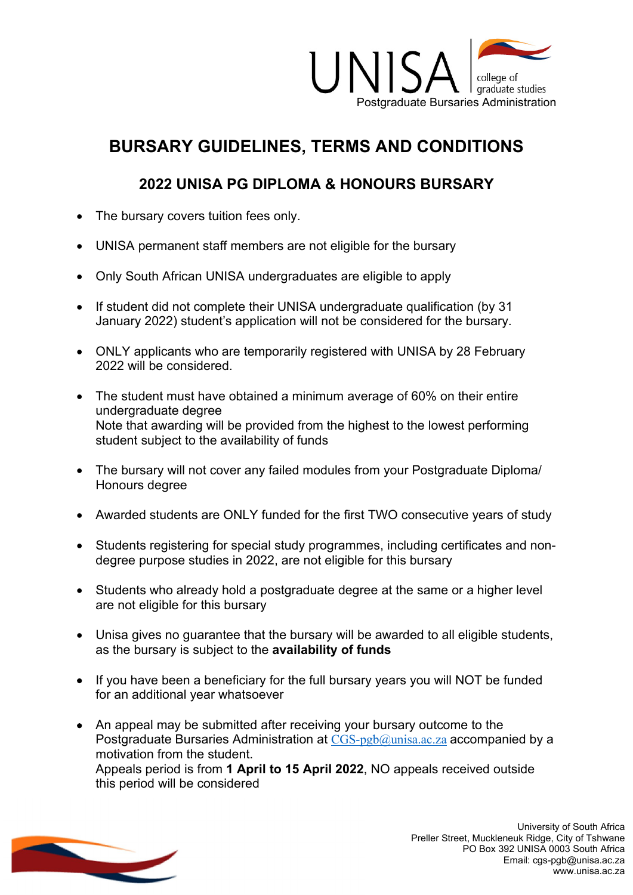UNISA college of graduate studies
Postgraduate Bursaries Administration

# BURSARY GUIDELINES, TERMS AND CONDITIONS

## 2022 UNISA PG DIPLOMA & HONOURS BURSARY

- The bursary covers tuition fees only.
- UNISA permanent staff members are not eligible for the bursary
- Only South African UNISA undergraduates are eligible to apply
- If student did not complete their UNISA undergraduate qualification (by 31 January 2022) student's application will not be considered for the bursary.
- ONLY applicants who are temporarily registered with UNISA by 28 February 2022 will be considered.
- The student must have obtained a minimum average of 60% on their entire undergraduate degree
  Note that awarding will be provided from the highest to the lowest performing student subject to the availability of funds
- The bursary will not cover any failed modules from your Postgraduate Diploma/ Honours degree
- Awarded students are ONLY funded for the first TWO consecutive years of study
- Students registering for special study programmes, including certificates and non-degree purpose studies in 2022, are not eligible for this bursary
- Students who already hold a postgraduate degree at the same or a higher level are not eligible for this bursary
- Unisa gives no guarantee that the bursary will be awarded to all eligible students, as the bursary is subject to the **availability of funds**
- If you have been a beneficiary for the full bursary years you will NOT be funded for an additional year whatsoever
- An appeal may be submitted after receiving your bursary outcome to the Postgraduate Bursaries Administration at CGS-pgb@unisa.ac.za accompanied by a motivation from the student.
  Appeals period is from **1 April to 15 April 2022**, NO appeals received outside this period will be considered

University of South Africa
Preller Street, Muckleneuk Ridge, City of Tshwane
PO Box 392 UNISA 0003 South Africa
Email: cgs-pgb@unisa.ac.za
www.unisa.ac.za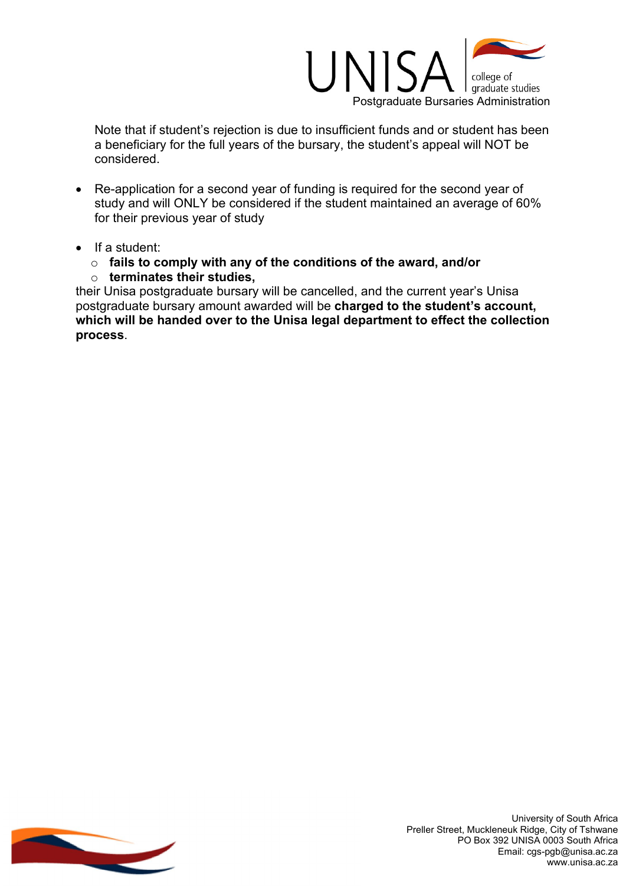Note that if student's rejection is due to insufficient funds and or student has been a beneficiary for the full years of the bursary, the student's appeal will NOT be considered.

- Re-application for a second year of funding is required for the second year of study and will ONLY be considered if the student maintained an average of 60% for their previous year of study

- If a student:
  - **fails to comply with any of the conditions of the award, and/or**
  - **terminates their studies,**

their Unisa postgraduate bursary will be cancelled, and the current year's Unisa postgraduate bursary amount awarded will be **charged to the student's account, which will be handed over to the Unisa legal department to effect the collection process**.